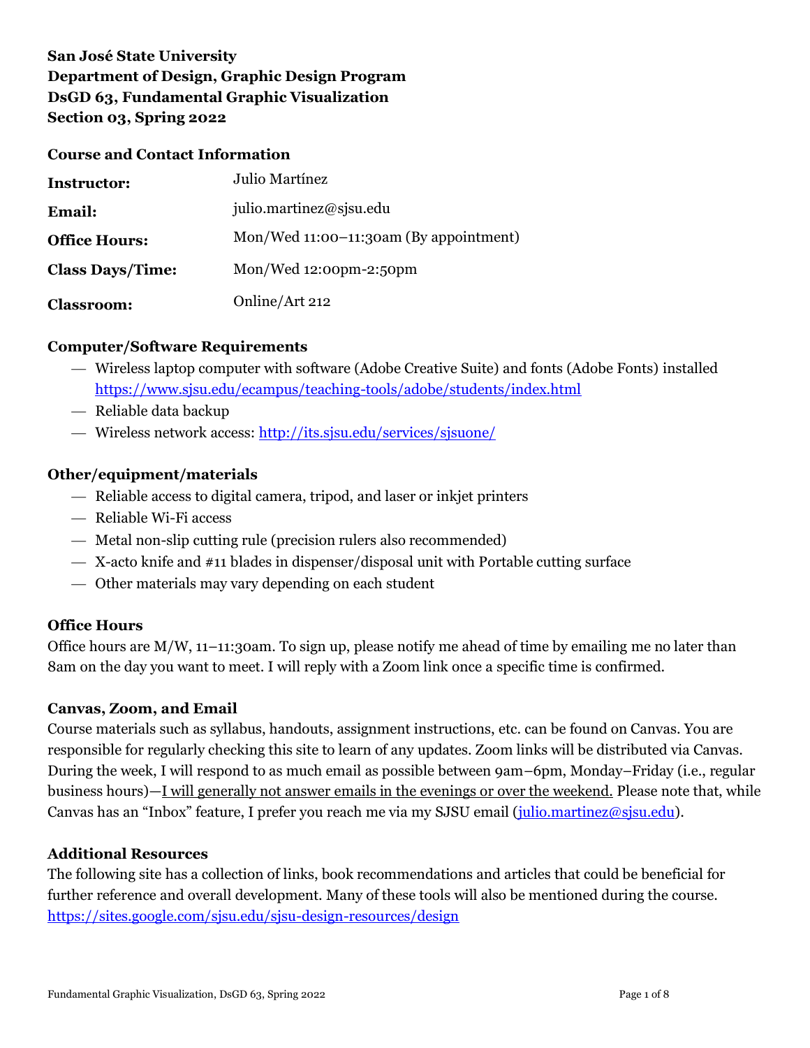**San José State University**
**Department of Design, Graphic Design Program**
**DsGD 63, Fundamental Graphic Visualization**
**Section 03, Spring 2022**

## Course and Contact Information

| | |
|---|---|
| **Instructor:** | Julio Martínez |
| **Email:** | julio.martinez@sjsu.edu |
| **Office Hours:** | Mon/Wed 11:00–11:30am (By appointment) |
| **Class Days/Time:** | Mon/Wed 12:00pm-2:50pm |
| **Classroom:** | Online/Art 212 |

## Computer/Software Requirements

- Wireless laptop computer with software (Adobe Creative Suite) and fonts (Adobe Fonts) installed https://www.sjsu.edu/ecampus/teaching-tools/adobe/students/index.html
- Reliable data backup
- Wireless network access: http://its.sjsu.edu/services/sjsuone/

## Other/equipment/materials

- Reliable access to digital camera, tripod, and laser or inkjet printers
- Reliable Wi-Fi access
- Metal non-slip cutting rule (precision rulers also recommended)
- X-acto knife and #11 blades in dispenser/disposal unit with Portable cutting surface
- Other materials may vary depending on each student

## Office Hours

Office hours are M/W, 11–11:30am. To sign up, please notify me ahead of time by emailing me no later than 8am on the day you want to meet. I will reply with a Zoom link once a specific time is confirmed.

## Canvas, Zoom, and Email

Course materials such as syllabus, handouts, assignment instructions, etc. can be found on Canvas. You are responsible for regularly checking this site to learn of any updates. Zoom links will be distributed via Canvas. During the week, I will respond to as much email as possible between 9am–6pm, Monday–Friday (i.e., regular business hours)—<u>I will generally not answer emails in the evenings or over the weekend.</u> Please note that, while Canvas has an "Inbox" feature, I prefer you reach me via my SJSU email (julio.martinez@sjsu.edu).

## Additional Resources

The following site has a collection of links, book recommendations and articles that could be beneficial for further reference and overall development. Many of these tools will also be mentioned during the course. https://sites.google.com/sjsu.edu/sjsu-design-resources/design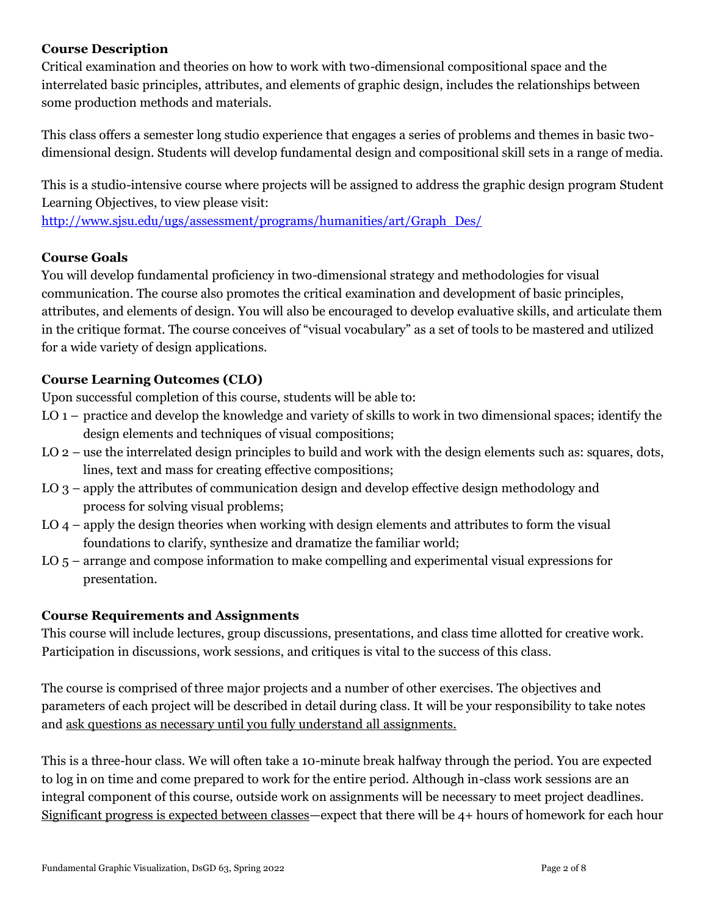**Course Description**

Critical examination and theories on how to work with two-dimensional compositional space and the interrelated basic principles, attributes, and elements of graphic design, includes the relationships between some production methods and materials.

This class offers a semester long studio experience that engages a series of problems and themes in basic two-dimensional design. Students will develop fundamental design and compositional skill sets in a range of media.

This is a studio-intensive course where projects will be assigned to address the graphic design program Student Learning Objectives, to view please visit:
[http://www.sjsu.edu/ugs/assessment/programs/humanities/art/Graph_Des/](http://www.sjsu.edu/ugs/assessment/programs/humanities/art/Graph_Des/)

**Course Goals**

You will develop fundamental proficiency in two-dimensional strategy and methodologies for visual communication. The course also promotes the critical examination and development of basic principles, attributes, and elements of design. You will also be encouraged to develop evaluative skills, and articulate them in the critique format. The course conceives of "visual vocabulary" as a set of tools to be mastered and utilized for a wide variety of design applications.

**Course Learning Outcomes (CLO)**

Upon successful completion of this course, students will be able to:

- LO 1 – practice and develop the knowledge and variety of skills to work in two dimensional spaces; identify the design elements and techniques of visual compositions;
- LO 2 – use the interrelated design principles to build and work with the design elements such as: squares, dots, lines, text and mass for creating effective compositions;
- LO 3 – apply the attributes of communication design and develop effective design methodology and process for solving visual problems;
- LO 4 – apply the design theories when working with design elements and attributes to form the visual foundations to clarify, synthesize and dramatize the familiar world;
- LO 5 – arrange and compose information to make compelling and experimental visual expressions for presentation.

**Course Requirements and Assignments**

This course will include lectures, group discussions, presentations, and class time allotted for creative work. Participation in discussions, work sessions, and critiques is vital to the success of this class.

The course is comprised of three major projects and a number of other exercises. The objectives and parameters of each project will be described in detail during class. It will be your responsibility to take notes and <u>ask questions as necessary until you fully understand all assignments.</u>

This is a three-hour class. We will often take a 10-minute break halfway through the period. You are expected to log in on time and come prepared to work for the entire period. Although in-class work sessions are an integral component of this course, outside work on assignments will be necessary to meet project deadlines. <u>Significant progress is expected between classes</u>—expect that there will be 4+ hours of homework for each hour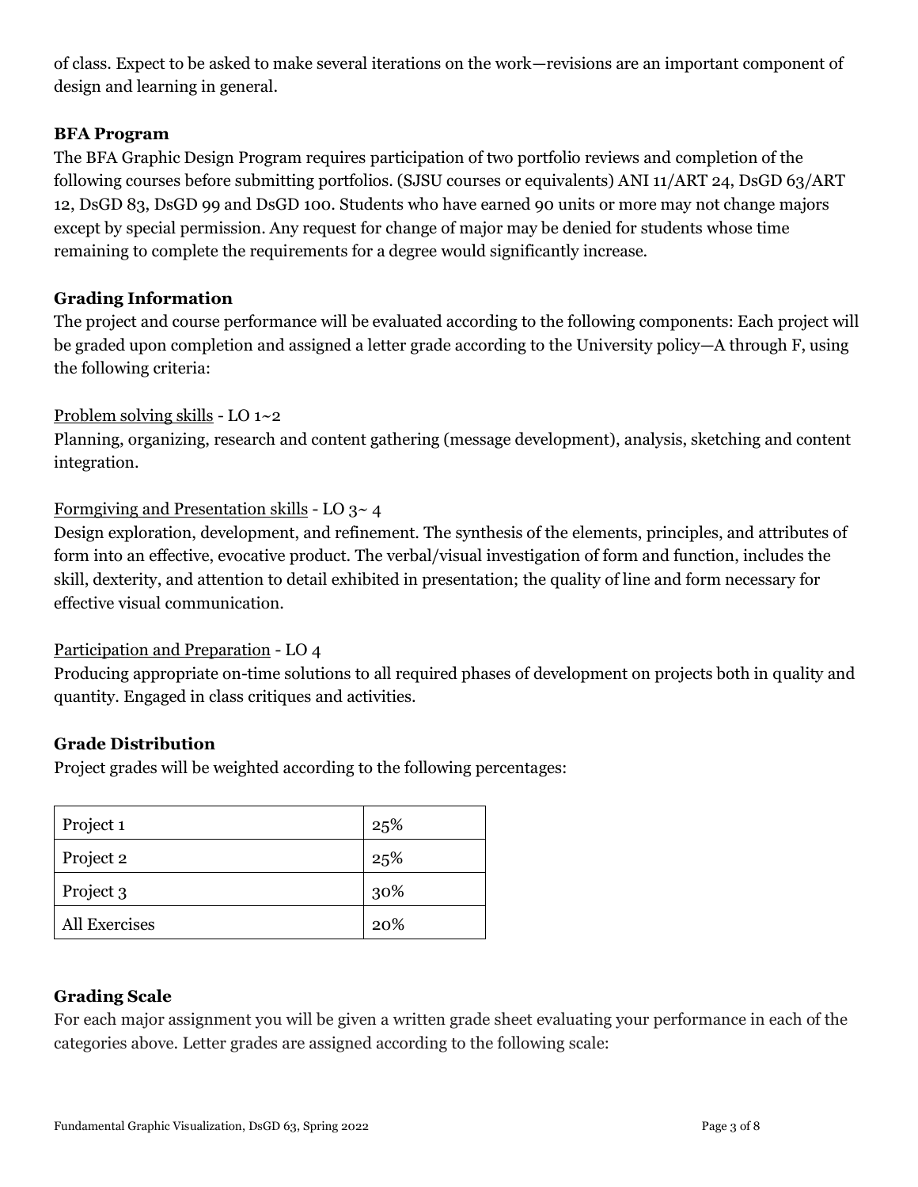of class. Expect to be asked to make several iterations on the work—revisions are an important component of design and learning in general.

### BFA Program

The BFA Graphic Design Program requires participation of two portfolio reviews and completion of the following courses before submitting portfolios. (SJSU courses or equivalents) ANI 11/ART 24, DsGD 63/ART 12, DsGD 83, DsGD 99 and DsGD 100. Students who have earned 90 units or more may not change majors except by special permission. Any request for change of major may be denied for students whose time remaining to complete the requirements for a degree would significantly increase.

### Grading Information

The project and course performance will be evaluated according to the following components: Each project will be graded upon completion and assigned a letter grade according to the University policy—A through F, using the following criteria:

Problem solving skills - LO 1~2
Planning, organizing, research and content gathering (message development), analysis, sketching and content integration.

Formgiving and Presentation skills - LO 3~ 4
Design exploration, development, and refinement. The synthesis of the elements, principles, and attributes of form into an effective, evocative product. The verbal/visual investigation of form and function, includes the skill, dexterity, and attention to detail exhibited in presentation; the quality of line and form necessary for effective visual communication.

Participation and Preparation - LO 4
Producing appropriate on-time solutions to all required phases of development on projects both in quality and quantity. Engaged in class critiques and activities.

### Grade Distribution

Project grades will be weighted according to the following percentages:

| Project 1 | 25% |
|---|---|
| Project 2 | 25% |
| Project 3 | 30% |
| All Exercises | 20% |

### Grading Scale

For each major assignment you will be given a written grade sheet evaluating your performance in each of the categories above. Letter grades are assigned according to the following scale: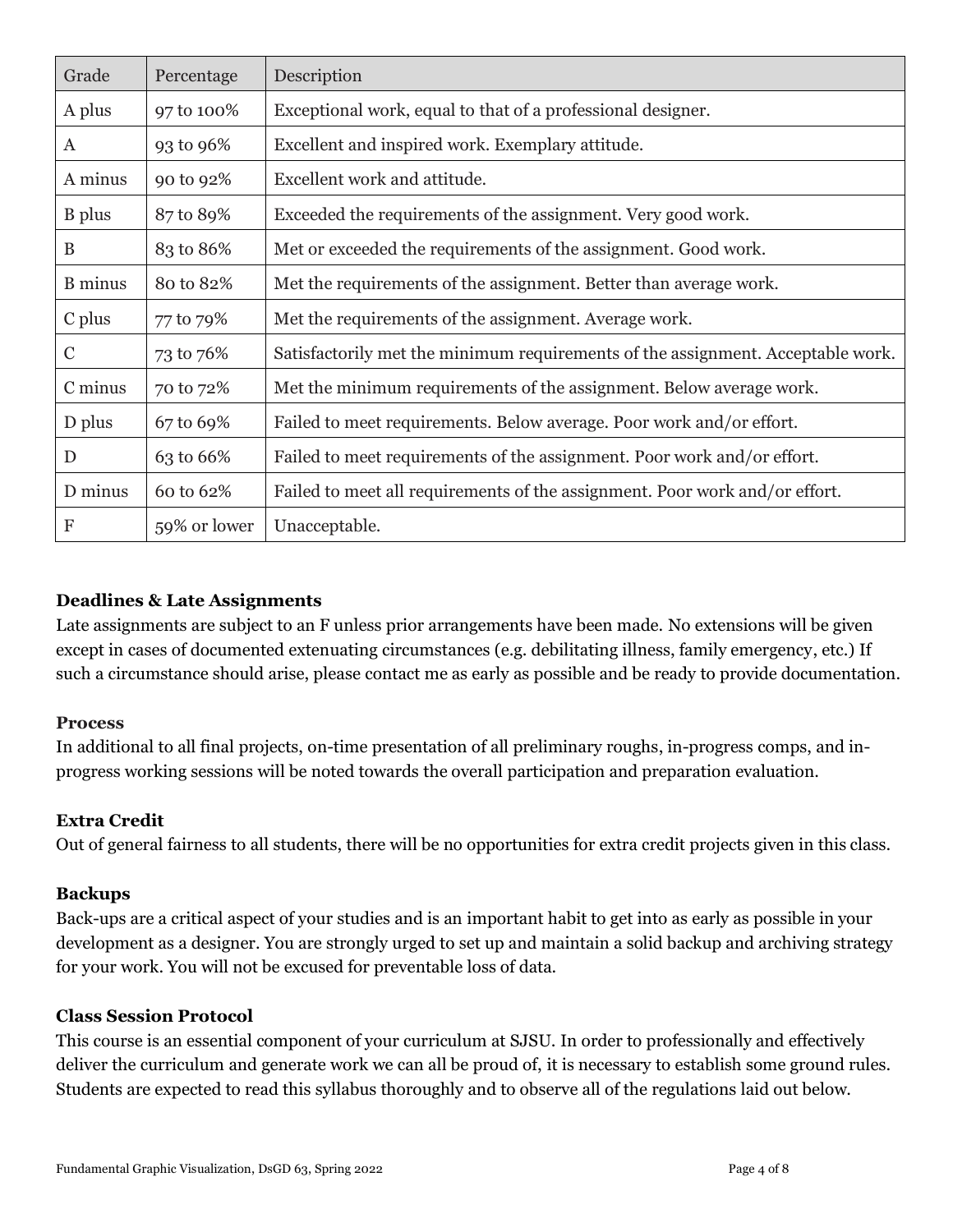| Grade | Percentage | Description |
|---|---|---|
| A plus | 97 to 100% | Exceptional work, equal to that of a professional designer. |
| A | 93 to 96% | Excellent and inspired work. Exemplary attitude. |
| A minus | 90 to 92% | Excellent work and attitude. |
| B plus | 87 to 89% | Exceeded the requirements of the assignment. Very good work. |
| B | 83 to 86% | Met or exceeded the requirements of the assignment. Good work. |
| B minus | 80 to 82% | Met the requirements of the assignment. Better than average work. |
| C plus | 77 to 79% | Met the requirements of the assignment. Average work. |
| C | 73 to 76% | Satisfactorily met the minimum requirements of the assignment. Acceptable work. |
| C minus | 70 to 72% | Met the minimum requirements of the assignment. Below average work. |
| D plus | 67 to 69% | Failed to meet requirements. Below average. Poor work and/or effort. |
| D | 63 to 66% | Failed to meet requirements of the assignment. Poor work and/or effort. |
| D minus | 60 to 62% | Failed to meet all requirements of the assignment. Poor work and/or effort. |
| F | 59% or lower | Unacceptable. |

### Deadlines & Late Assignments

Late assignments are subject to an F unless prior arrangements have been made. No extensions will be given except in cases of documented extenuating circumstances (e.g. debilitating illness, family emergency, etc.) If such a circumstance should arise, please contact me as early as possible and be ready to provide documentation.

### Process

In additional to all final projects, on-time presentation of all preliminary roughs, in-progress comps, and in-progress working sessions will be noted towards the overall participation and preparation evaluation.

### Extra Credit

Out of general fairness to all students, there will be no opportunities for extra credit projects given in this class.

### Backups

Back-ups are a critical aspect of your studies and is an important habit to get into as early as possible in your development as a designer. You are strongly urged to set up and maintain a solid backup and archiving strategy for your work. You will not be excused for preventable loss of data.

### Class Session Protocol

This course is an essential component of your curriculum at SJSU. In order to professionally and effectively deliver the curriculum and generate work we can all be proud of, it is necessary to establish some ground rules. Students are expected to read this syllabus thoroughly and to observe all of the regulations laid out below.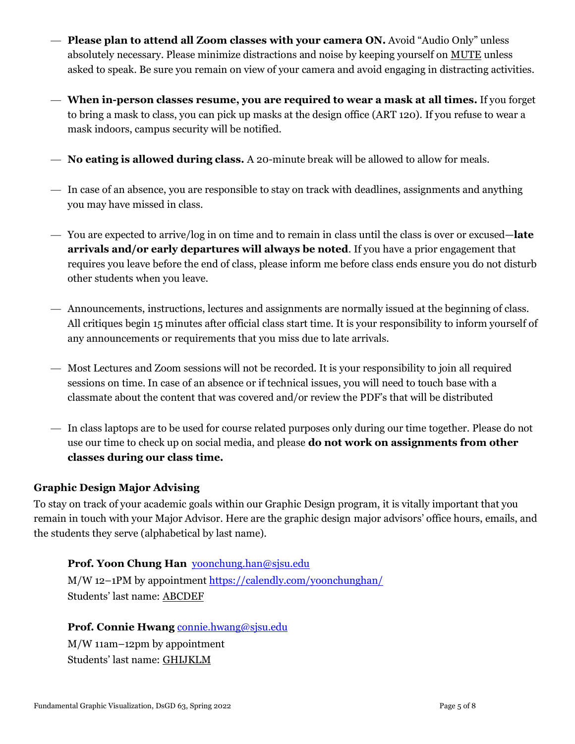- **Please plan to attend all Zoom classes with your camera ON.** Avoid "Audio Only" unless absolutely necessary. Please minimize distractions and noise by keeping yourself on MUTE unless asked to speak. Be sure you remain on view of your camera and avoid engaging in distracting activities.

- **When in-person classes resume, you are required to wear a mask at all times.** If you forget to bring a mask to class, you can pick up masks at the design office (ART 120). If you refuse to wear a mask indoors, campus security will be notified.

- **No eating is allowed during class.** A 20-minute break will be allowed to allow for meals.

- In case of an absence, you are responsible to stay on track with deadlines, assignments and anything you may have missed in class.

- You are expected to arrive/log in on time and to remain in class until the class is over or excused—**late arrivals and/or early departures will always be noted**. If you have a prior engagement that requires you leave before the end of class, please inform me before class ends ensure you do not disturb other students when you leave.

- Announcements, instructions, lectures and assignments are normally issued at the beginning of class. All critiques begin 15 minutes after official class start time. It is your responsibility to inform yourself of any announcements or requirements that you miss due to late arrivals.

- Most Lectures and Zoom sessions will not be recorded. It is your responsibility to join all required sessions on time. In case of an absence or if technical issues, you will need to touch base with a classmate about the content that was covered and/or review the PDF's that will be distributed

- In class laptops are to be used for course related purposes only during our time together. Please do not use our time to check up on social media, and please **do not work on assignments from other classes during our class time.**

### Graphic Design Major Advising

To stay on track of your academic goals within our Graphic Design program, it is vitally important that you remain in touch with your Major Advisor. Here are the graphic design major advisors' office hours, emails, and the students they serve (alphabetical by last name).

**Prof. Yoon Chung Han** yoonchung.han@sjsu.edu
M/W 12–1PM by appointment https://calendly.com/yoonchunghan/
Students' last name: ABCDEF

**Prof. Connie Hwang** connie.hwang@sjsu.edu
M/W 11am–12pm by appointment
Students' last name: GHIJKLM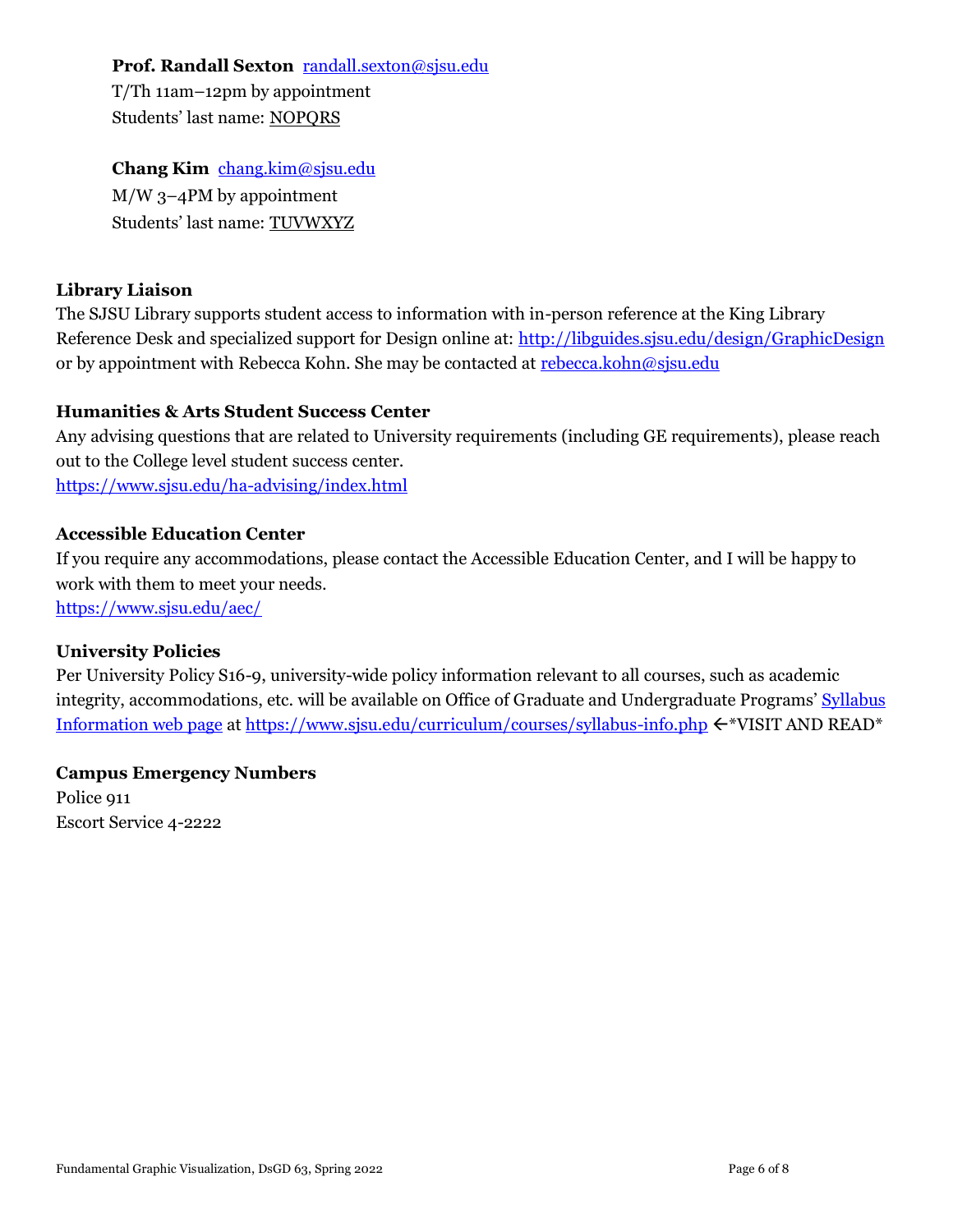**Prof. Randall Sexton** [randall.sexton@sjsu.edu](mailto:randall.sexton@sjsu.edu)
T/Th 11am–12pm by appointment
Students' last name: NOPQRS

**Chang Kim** [chang.kim@sjsu.edu](mailto:chang.kim@sjsu.edu)
M/W 3–4PM by appointment
Students' last name: TUVWXYZ

### Library Liaison

The SJSU Library supports student access to information with in-person reference at the King Library Reference Desk and specialized support for Design online at: http://libguides.sjsu.edu/design/GraphicDesign or by appointment with Rebecca Kohn. She may be contacted at [rebecca.kohn@sjsu.edu](mailto:rebecca.kohn@sjsu.edu)

### Humanities & Arts Student Success Center

Any advising questions that are related to University requirements (including GE requirements), please reach out to the College level student success center.
https://www.sjsu.edu/ha-advising/index.html

### Accessible Education Center

If you require any accommodations, please contact the Accessible Education Center, and I will be happy to work with them to meet your needs.
https://www.sjsu.edu/aec/

### University Policies

Per University Policy S16-9, university-wide policy information relevant to all courses, such as academic integrity, accommodations, etc. will be available on Office of Graduate and Undergraduate Programs' [Syllabus Information web page](https://www.sjsu.edu/curriculum/courses/syllabus-info.php) at https://www.sjsu.edu/curriculum/courses/syllabus-info.php ←*VISIT AND READ*

### Campus Emergency Numbers

Police 911
Escort Service 4-2222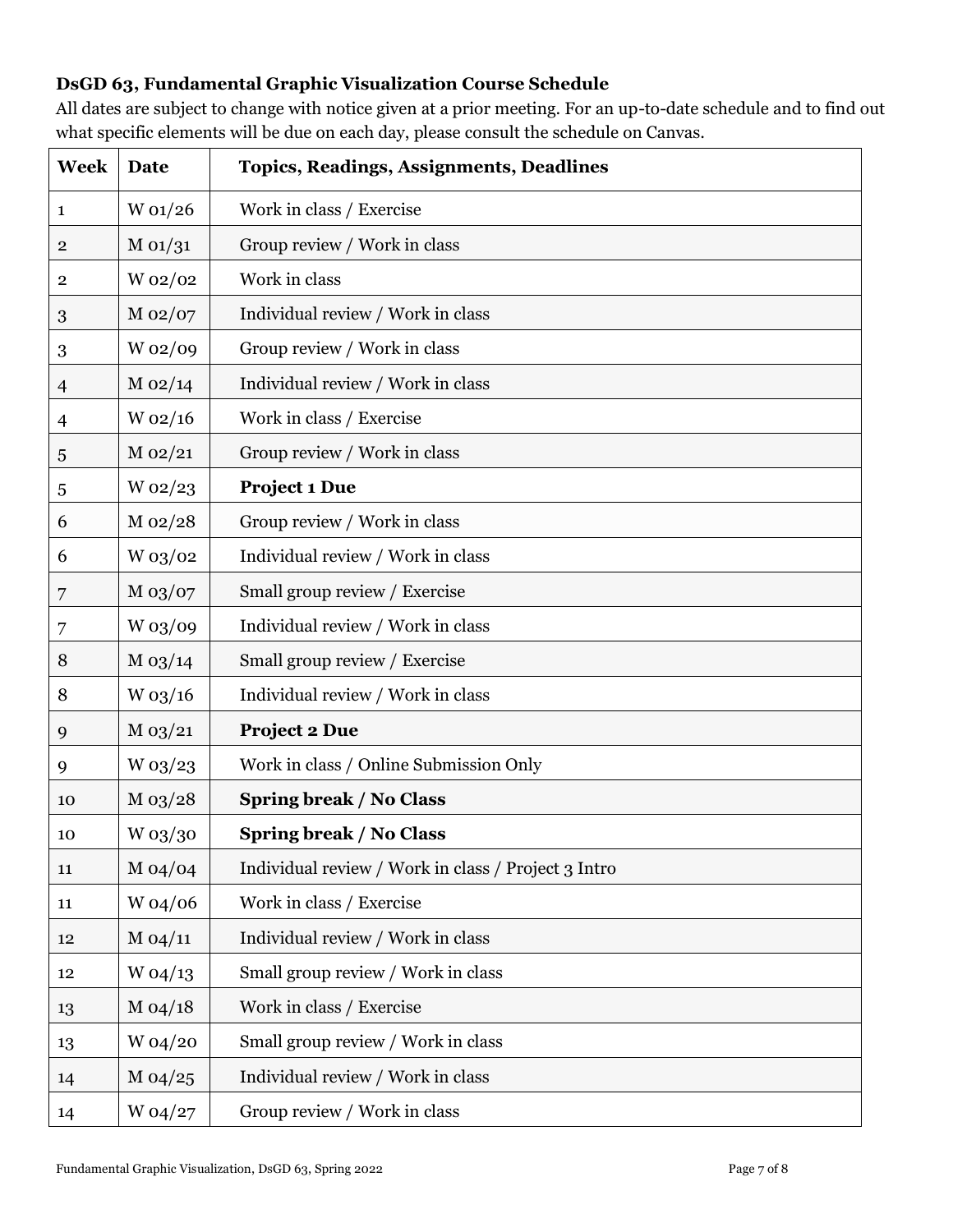**DsGD 63, Fundamental Graphic Visualization Course Schedule**

All dates are subject to change with notice given at a prior meeting. For an up-to-date schedule and to find out what specific elements will be due on each day, please consult the schedule on Canvas.

| Week | Date | Topics, Readings, Assignments, Deadlines |
|---|---|---|
| 1 | W 01/26 | Work in class / Exercise |
| 2 | M 01/31 | Group review / Work in class |
| 2 | W 02/02 | Work in class |
| 3 | M 02/07 | Individual review / Work in class |
| 3 | W 02/09 | Group review / Work in class |
| 4 | M 02/14 | Individual review / Work in class |
| 4 | W 02/16 | Work in class / Exercise |
| 5 | M 02/21 | Group review / Work in class |
| 5 | W 02/23 | **Project 1 Due** |
| 6 | M 02/28 | Group review / Work in class |
| 6 | W 03/02 | Individual review / Work in class |
| 7 | M 03/07 | Small group review / Exercise |
| 7 | W 03/09 | Individual review / Work in class |
| 8 | M 03/14 | Small group review / Exercise |
| 8 | W 03/16 | Individual review / Work in class |
| 9 | M 03/21 | **Project 2 Due** |
| 9 | W 03/23 | Work in class / Online Submission Only |
| 10 | M 03/28 | **Spring break / No Class** |
| 10 | W 03/30 | **Spring break / No Class** |
| 11 | M 04/04 | Individual review / Work in class / Project 3 Intro |
| 11 | W 04/06 | Work in class / Exercise |
| 12 | M 04/11 | Individual review / Work in class |
| 12 | W 04/13 | Small group review / Work in class |
| 13 | M 04/18 | Work in class / Exercise |
| 13 | W 04/20 | Small group review / Work in class |
| 14 | M 04/25 | Individual review / Work in class |
| 14 | W 04/27 | Group review / Work in class |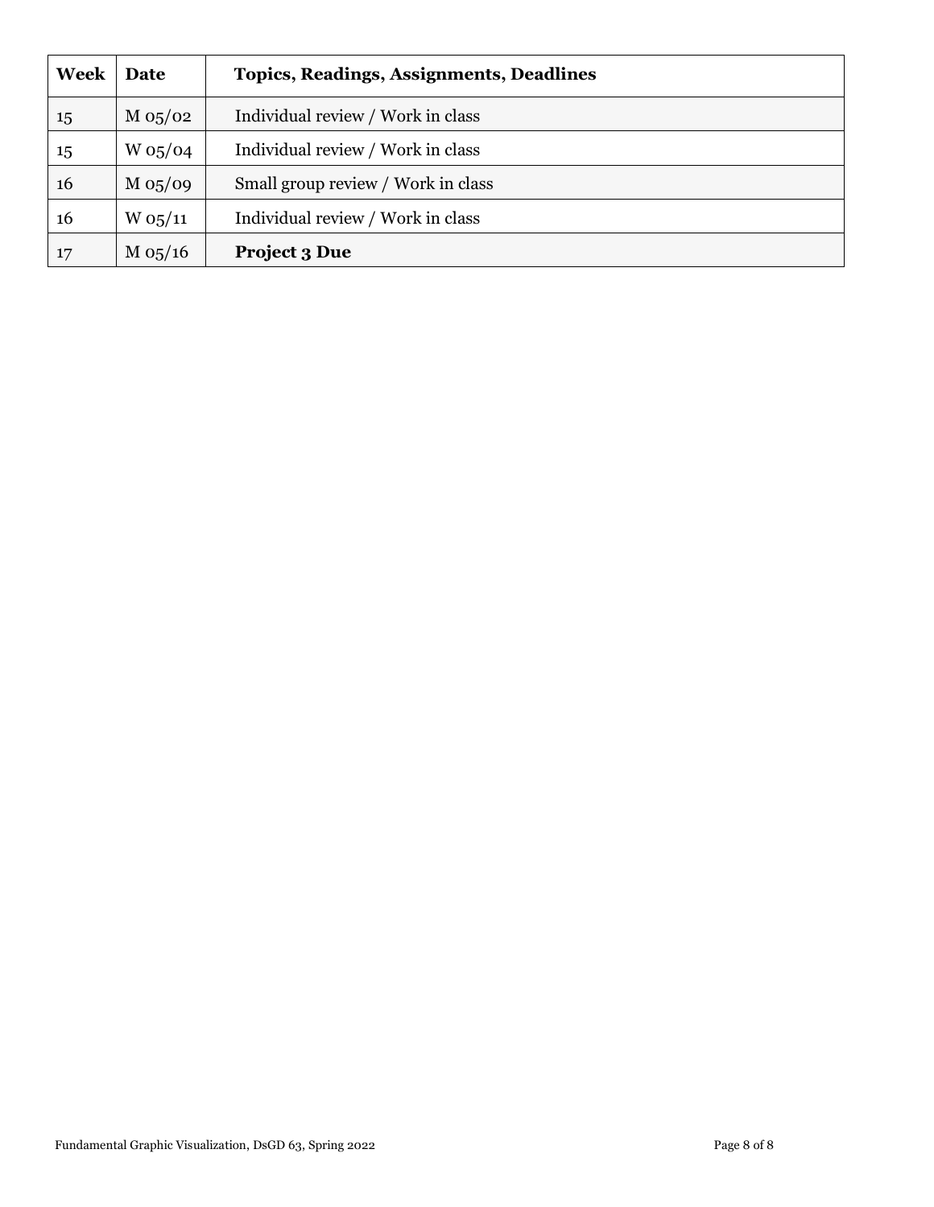| Week | Date | Topics, Readings, Assignments, Deadlines |
|---|---|---|
| 15 | M 05/02 | Individual review / Work in class |
| 15 | W 05/04 | Individual review / Work in class |
| 16 | M 05/09 | Small group review / Work in class |
| 16 | W 05/11 | Individual review / Work in class |
| 17 | M 05/16 | **Project 3 Due** |